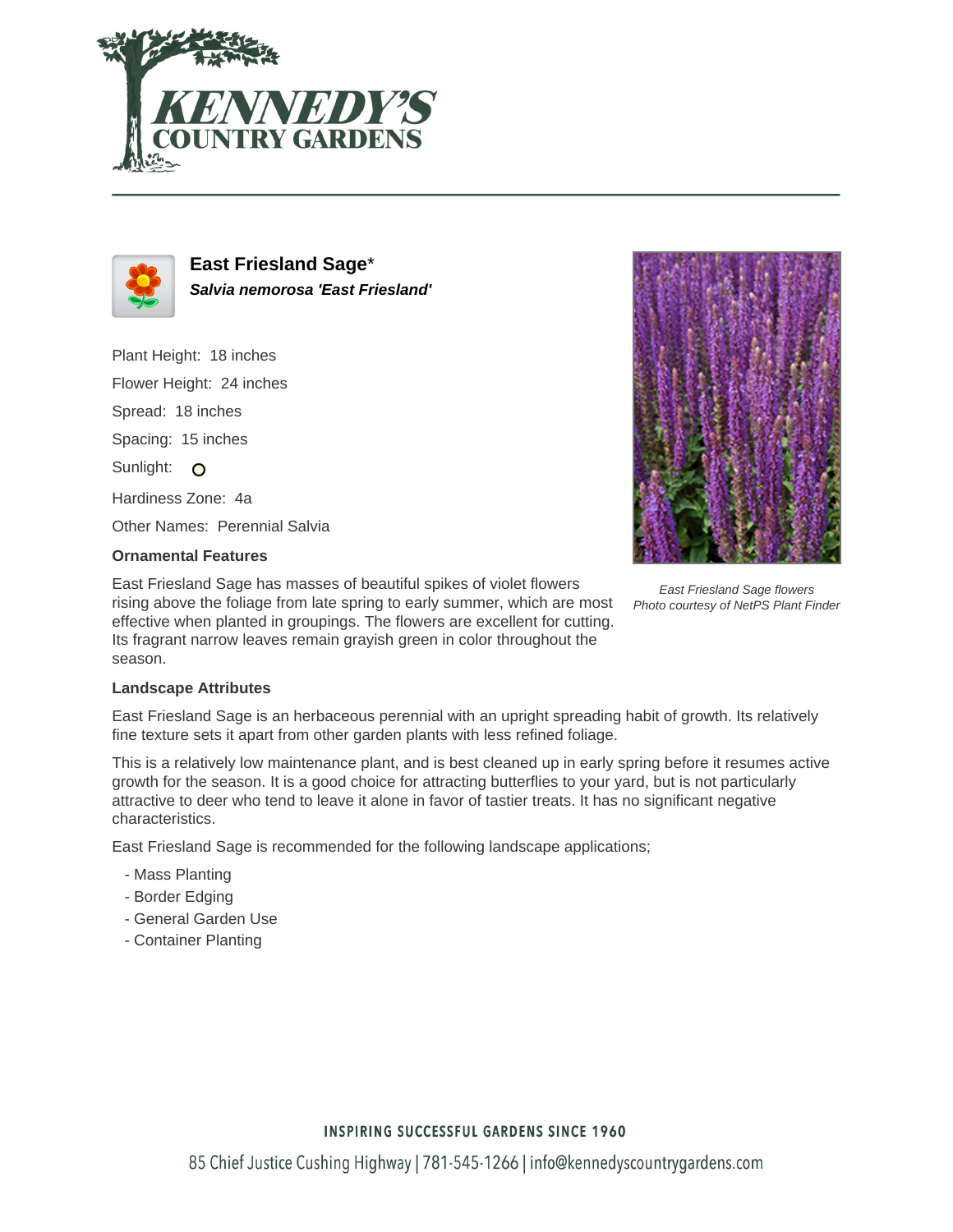# East Friesland Sage*

***Salvia nemorosa 'East Friesland'***

Plant Height: 18 inches

Flower Height: 24 inches

Spread: 18 inches

Spacing: 15 inches

Sunlight: O

Hardiness Zone: 4a

Other Names: Perennial Salvia

*East Friesland Sage flowers*
*Photo courtesy of NetPS Plant Finder*

### Ornamental Features

East Friesland Sage has masses of beautiful spikes of violet flowers rising above the foliage from late spring to early summer, which are most effective when planted in groupings. The flowers are excellent for cutting. Its fragrant narrow leaves remain grayish green in color throughout the season.

### Landscape Attributes

East Friesland Sage is an herbaceous perennial with an upright spreading habit of growth. Its relatively fine texture sets it apart from other garden plants with less refined foliage.

This is a relatively low maintenance plant, and is best cleaned up in early spring before it resumes active growth for the season. It is a good choice for attracting butterflies to your yard, but is not particularly attractive to deer who tend to leave it alone in favor of tastier treats. It has no significant negative characteristics.

East Friesland Sage is recommended for the following landscape applications;

- Mass Planting
- Border Edging
- General Garden Use
- Container Planting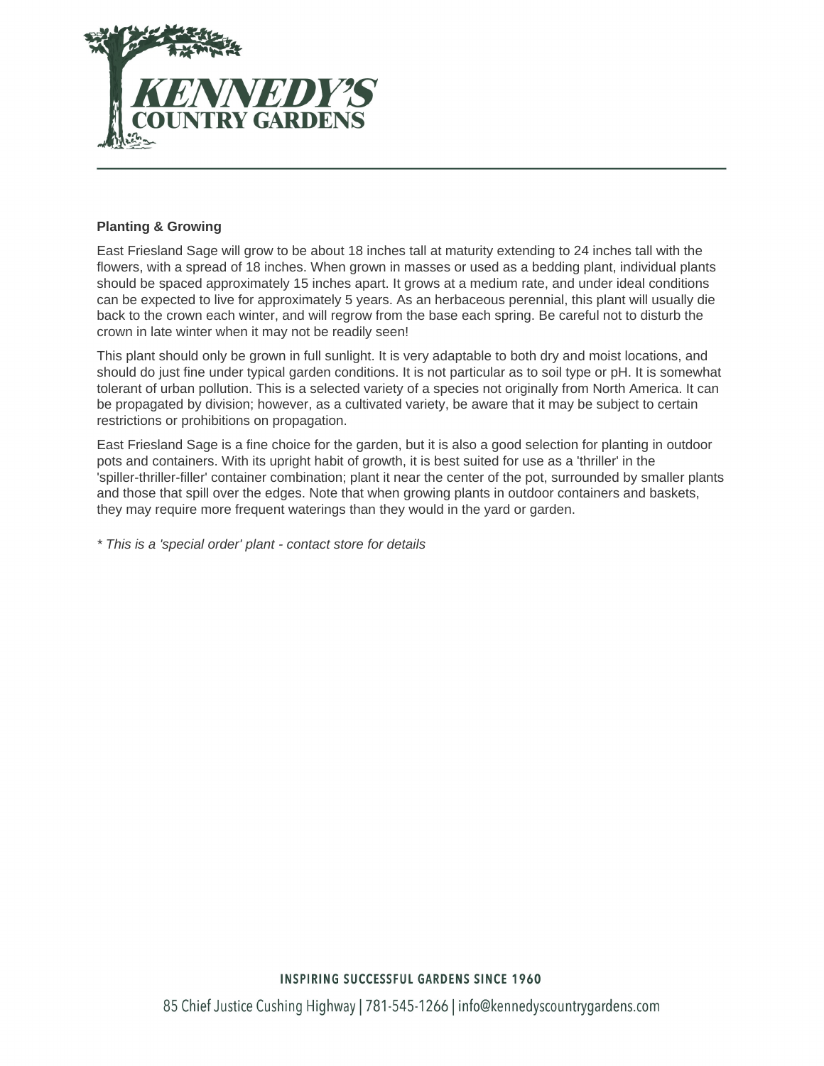**Planting & Growing**

East Friesland Sage will grow to be about 18 inches tall at maturity extending to 24 inches tall with the flowers, with a spread of 18 inches. When grown in masses or used as a bedding plant, individual plants should be spaced approximately 15 inches apart. It grows at a medium rate, and under ideal conditions can be expected to live for approximately 5 years. As an herbaceous perennial, this plant will usually die back to the crown each winter, and will regrow from the base each spring. Be careful not to disturb the crown in late winter when it may not be readily seen!

This plant should only be grown in full sunlight. It is very adaptable to both dry and moist locations, and should do just fine under typical garden conditions. It is not particular as to soil type or pH. It is somewhat tolerant of urban pollution. This is a selected variety of a species not originally from North America. It can be propagated by division; however, as a cultivated variety, be aware that it may be subject to certain restrictions or prohibitions on propagation.

East Friesland Sage is a fine choice for the garden, but it is also a good selection for planting in outdoor pots and containers. With its upright habit of growth, it is best suited for use as a 'thriller' in the 'spiller-thriller-filler' container combination; plant it near the center of the pot, surrounded by smaller plants and those that spill over the edges. Note that when growing plants in outdoor containers and baskets, they may require more frequent waterings than they would in the yard or garden.

*\* This is a 'special order' plant - contact store for details*